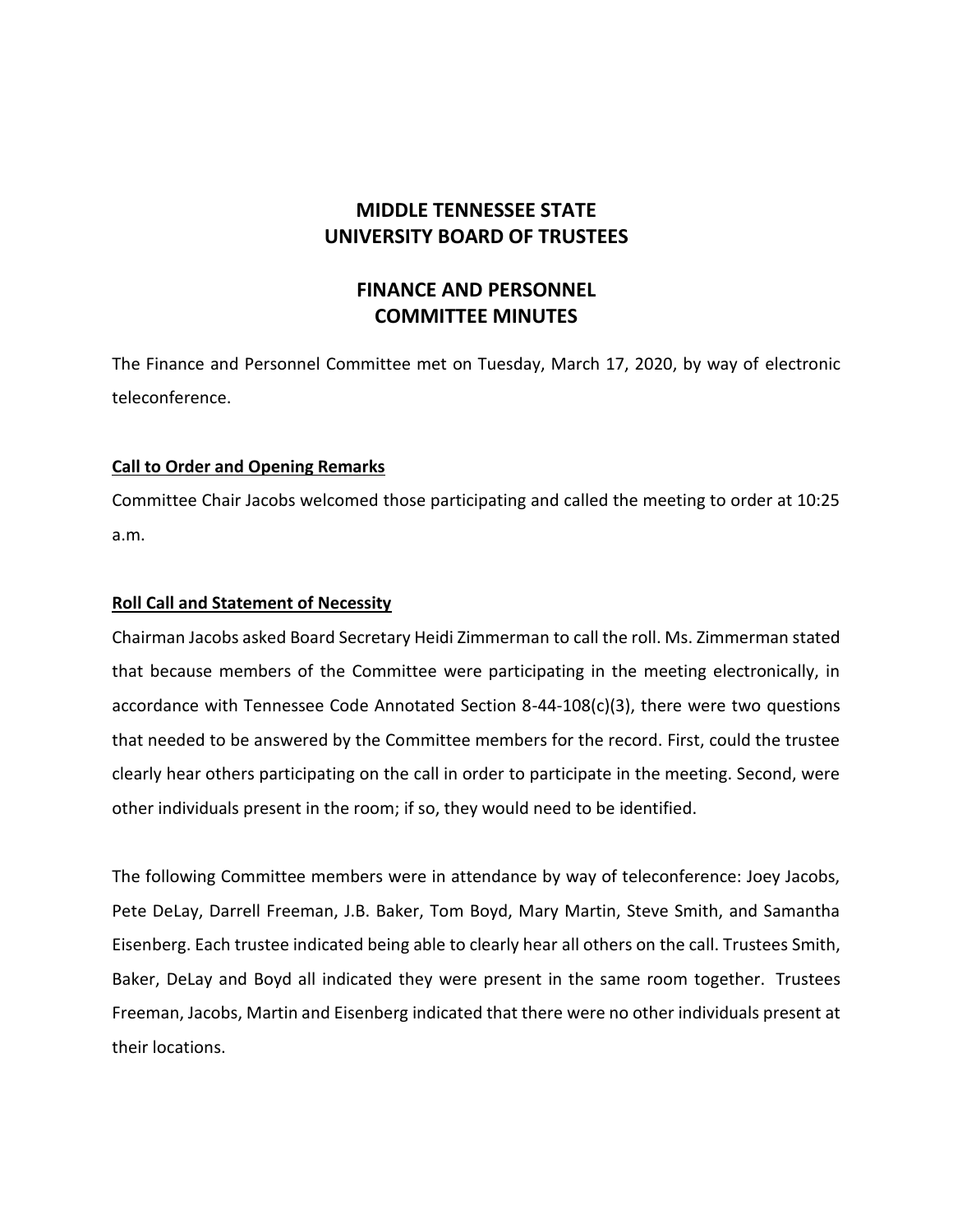# MIDDLE TENNESSEE STATE UNIVERSITY BOARD OF TRUSTEES

# FINANCE AND PERSONNEL COMMITTEE MINUTES

The Finance and Personnel Committee met on Tuesday, March 17, 2020, by way of electronic teleconference.

**Call to Order and Opening Remarks**

Committee Chair Jacobs welcomed those participating and called the meeting to order at 10:25 a.m.

**Roll Call and Statement of Necessity**

Chairman Jacobs asked Board Secretary Heidi Zimmerman to call the roll. Ms. Zimmerman stated that because members of the Committee were participating in the meeting electronically, in accordance with Tennessee Code Annotated Section 8-44-108(c)(3), there were two questions that needed to be answered by the Committee members for the record. First, could the trustee clearly hear others participating on the call in order to participate in the meeting. Second, were other individuals present in the room; if so, they would need to be identified.

The following Committee members were in attendance by way of teleconference: Joey Jacobs, Pete DeLay, Darrell Freeman, J.B. Baker, Tom Boyd, Mary Martin, Steve Smith, and Samantha Eisenberg. Each trustee indicated being able to clearly hear all others on the call. Trustees Smith, Baker, DeLay and Boyd all indicated they were present in the same room together. Trustees Freeman, Jacobs, Martin and Eisenberg indicated that there were no other individuals present at their locations.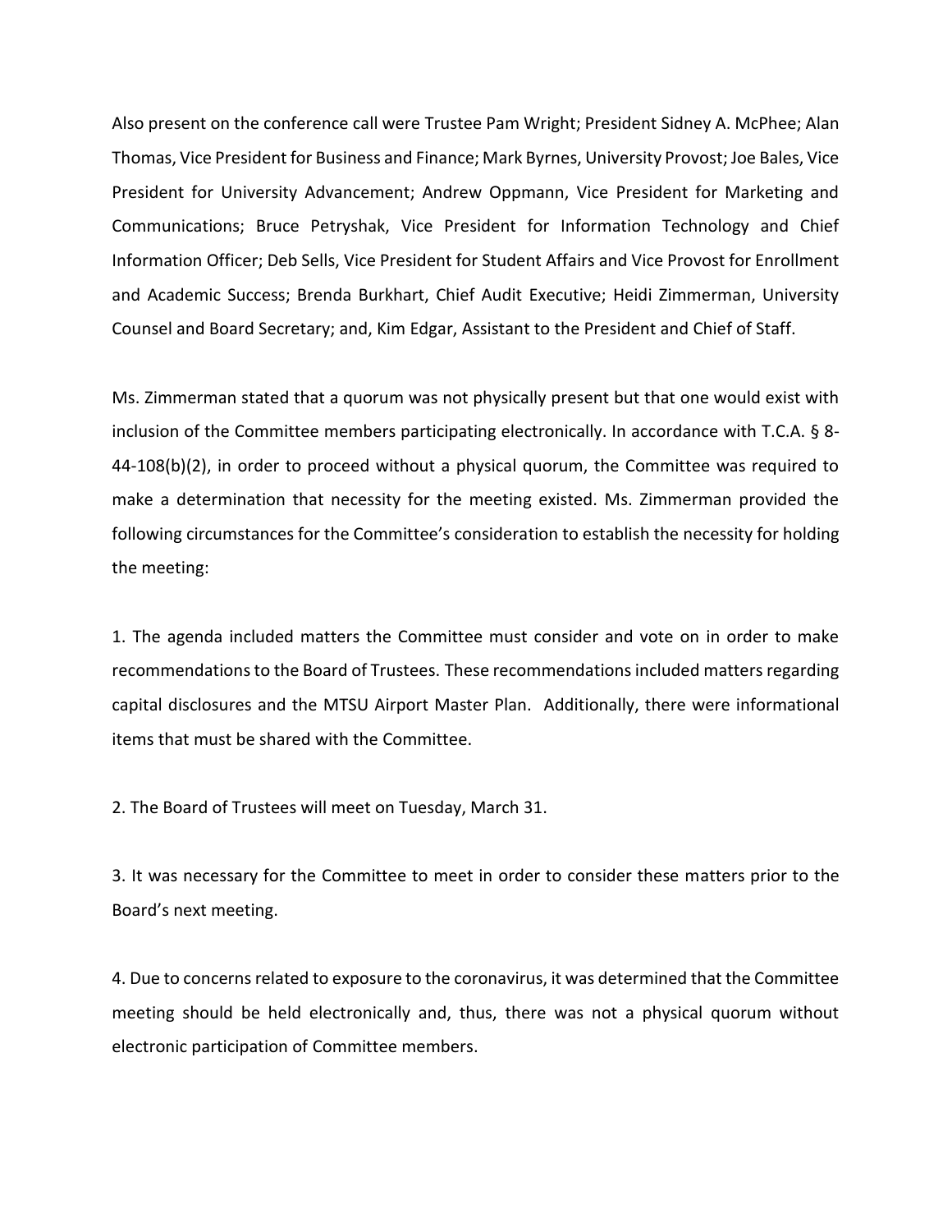Also present on the conference call were Trustee Pam Wright; President Sidney A. McPhee; Alan Thomas, Vice President for Business and Finance; Mark Byrnes, University Provost; Joe Bales, Vice President for University Advancement; Andrew Oppmann, Vice President for Marketing and Communications; Bruce Petryshak, Vice President for Information Technology and Chief Information Officer; Deb Sells, Vice President for Student Affairs and Vice Provost for Enrollment and Academic Success; Brenda Burkhart, Chief Audit Executive; Heidi Zimmerman, University Counsel and Board Secretary; and, Kim Edgar, Assistant to the President and Chief of Staff.

Ms. Zimmerman stated that a quorum was not physically present but that one would exist with inclusion of the Committee members participating electronically. In accordance with T.C.A. § 8-44-108(b)(2), in order to proceed without a physical quorum, the Committee was required to make a determination that necessity for the meeting existed. Ms. Zimmerman provided the following circumstances for the Committee's consideration to establish the necessity for holding the meeting:

1. The agenda included matters the Committee must consider and vote on in order to make recommendations to the Board of Trustees. These recommendations included matters regarding capital disclosures and the MTSU Airport Master Plan. Additionally, there were informational items that must be shared with the Committee.

2. The Board of Trustees will meet on Tuesday, March 31.

3. It was necessary for the Committee to meet in order to consider these matters prior to the Board's next meeting.

4. Due to concerns related to exposure to the coronavirus, it was determined that the Committee meeting should be held electronically and, thus, there was not a physical quorum without electronic participation of Committee members.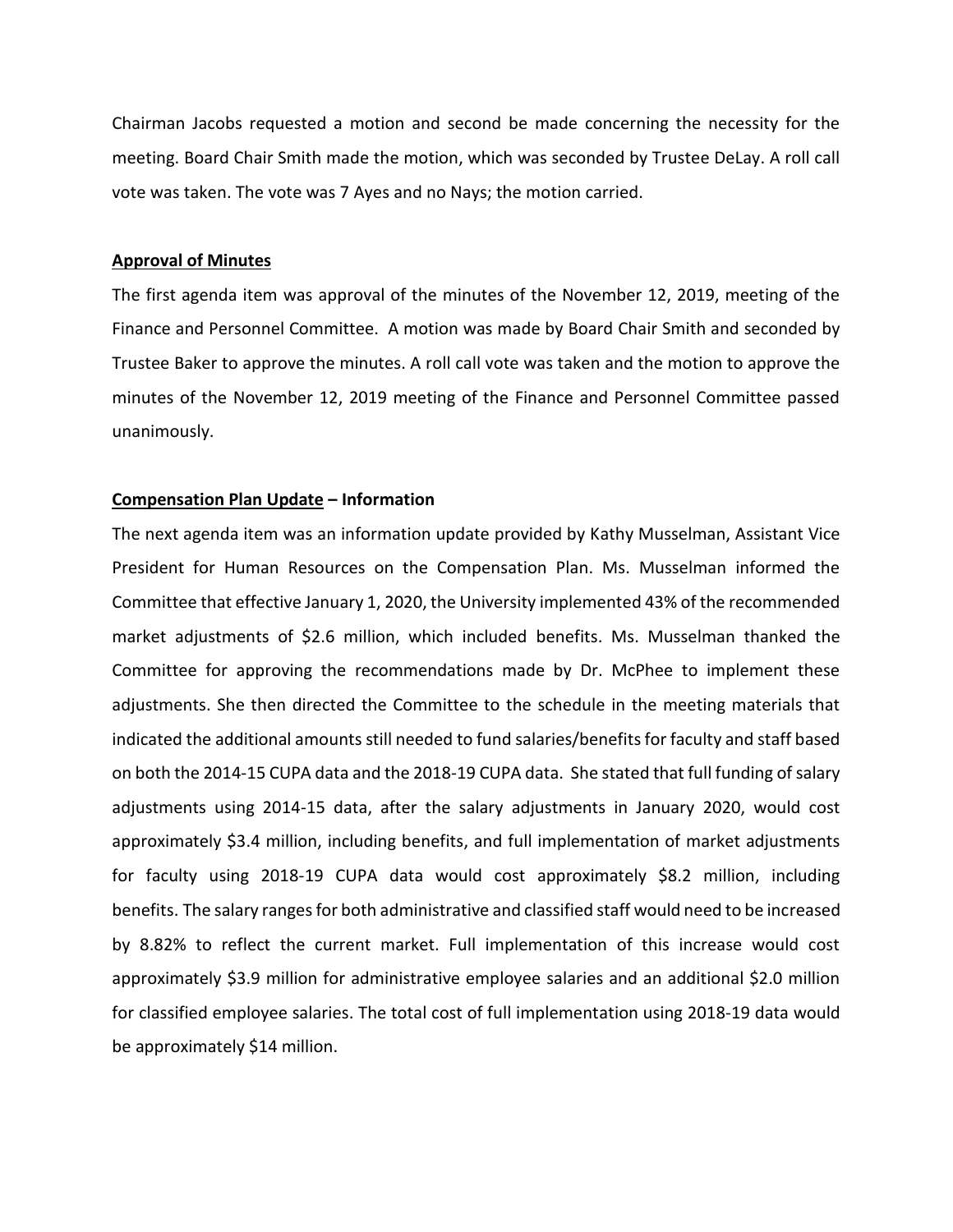Chairman Jacobs requested a motion and second be made concerning the necessity for the meeting. Board Chair Smith made the motion, which was seconded by Trustee DeLay. A roll call vote was taken. The vote was 7 Ayes and no Nays; the motion carried.

**Approval of Minutes**

The first agenda item was approval of the minutes of the November 12, 2019, meeting of the Finance and Personnel Committee. A motion was made by Board Chair Smith and seconded by Trustee Baker to approve the minutes. A roll call vote was taken and the motion to approve the minutes of the November 12, 2019 meeting of the Finance and Personnel Committee passed unanimously.

**Compensation Plan Update – Information**

The next agenda item was an information update provided by Kathy Musselman, Assistant Vice President for Human Resources on the Compensation Plan. Ms. Musselman informed the Committee that effective January 1, 2020, the University implemented 43% of the recommended market adjustments of $2.6 million, which included benefits. Ms. Musselman thanked the Committee for approving the recommendations made by Dr. McPhee to implement these adjustments. She then directed the Committee to the schedule in the meeting materials that indicated the additional amounts still needed to fund salaries/benefits for faculty and staff based on both the 2014-15 CUPA data and the 2018-19 CUPA data. She stated that full funding of salary adjustments using 2014-15 data, after the salary adjustments in January 2020, would cost approximately $3.4 million, including benefits, and full implementation of market adjustments for faculty using 2018-19 CUPA data would cost approximately $8.2 million, including benefits. The salary ranges for both administrative and classified staff would need to be increased by 8.82% to reflect the current market. Full implementation of this increase would cost approximately $3.9 million for administrative employee salaries and an additional $2.0 million for classified employee salaries. The total cost of full implementation using 2018-19 data would be approximately $14 million.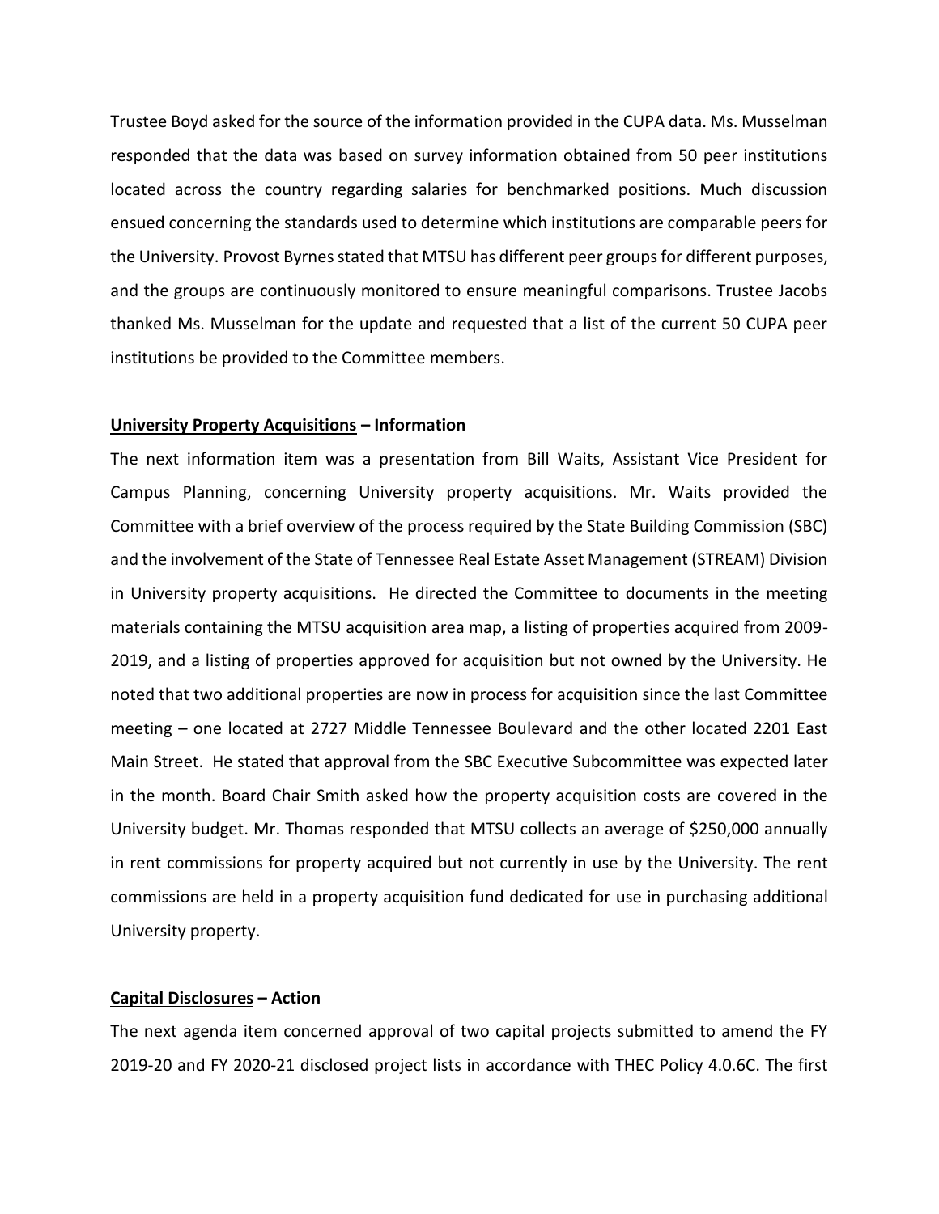Trustee Boyd asked for the source of the information provided in the CUPA data. Ms. Musselman responded that the data was based on survey information obtained from 50 peer institutions located across the country regarding salaries for benchmarked positions. Much discussion ensued concerning the standards used to determine which institutions are comparable peers for the University. Provost Byrnes stated that MTSU has different peer groups for different purposes, and the groups are continuously monitored to ensure meaningful comparisons. Trustee Jacobs thanked Ms. Musselman for the update and requested that a list of the current 50 CUPA peer institutions be provided to the Committee members.

**<u>University Property Acquisitions</u> – Information**

The next information item was a presentation from Bill Waits, Assistant Vice President for Campus Planning, concerning University property acquisitions. Mr. Waits provided the Committee with a brief overview of the process required by the State Building Commission (SBC) and the involvement of the State of Tennessee Real Estate Asset Management (STREAM) Division in University property acquisitions. He directed the Committee to documents in the meeting materials containing the MTSU acquisition area map, a listing of properties acquired from 2009-2019, and a listing of properties approved for acquisition but not owned by the University. He noted that two additional properties are now in process for acquisition since the last Committee meeting – one located at 2727 Middle Tennessee Boulevard and the other located 2201 East Main Street. He stated that approval from the SBC Executive Subcommittee was expected later in the month. Board Chair Smith asked how the property acquisition costs are covered in the University budget. Mr. Thomas responded that MTSU collects an average of $250,000 annually in rent commissions for property acquired but not currently in use by the University. The rent commissions are held in a property acquisition fund dedicated for use in purchasing additional University property.

**<u>Capital Disclosures</u> – Action**

The next agenda item concerned approval of two capital projects submitted to amend the FY 2019-20 and FY 2020-21 disclosed project lists in accordance with THEC Policy 4.0.6C. The first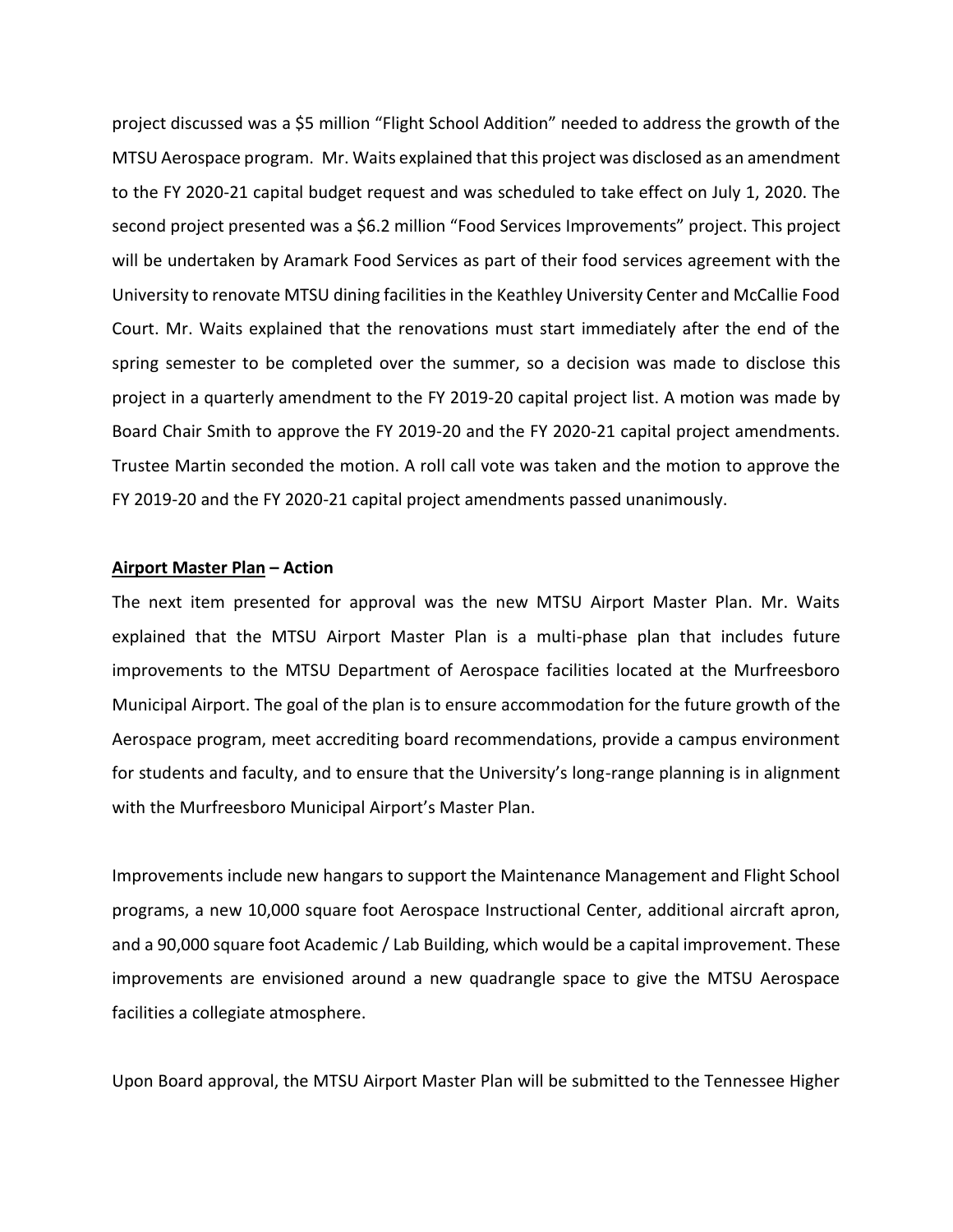project discussed was a $5 million “Flight School Addition” needed to address the growth of the MTSU Aerospace program. Mr. Waits explained that this project was disclosed as an amendment to the FY 2020-21 capital budget request and was scheduled to take effect on July 1, 2020. The second project presented was a $6.2 million “Food Services Improvements” project. This project will be undertaken by Aramark Food Services as part of their food services agreement with the University to renovate MTSU dining facilities in the Keathley University Center and McCallie Food Court. Mr. Waits explained that the renovations must start immediately after the end of the spring semester to be completed over the summer, so a decision was made to disclose this project in a quarterly amendment to the FY 2019-20 capital project list. A motion was made by Board Chair Smith to approve the FY 2019-20 and the FY 2020-21 capital project amendments. Trustee Martin seconded the motion. A roll call vote was taken and the motion to approve the FY 2019-20 and the FY 2020-21 capital project amendments passed unanimously.

**Airport Master Plan – Action**

The next item presented for approval was the new MTSU Airport Master Plan. Mr. Waits explained that the MTSU Airport Master Plan is a multi-phase plan that includes future improvements to the MTSU Department of Aerospace facilities located at the Murfreesboro Municipal Airport. The goal of the plan is to ensure accommodation for the future growth of the Aerospace program, meet accrediting board recommendations, provide a campus environment for students and faculty, and to ensure that the University’s long-range planning is in alignment with the Murfreesboro Municipal Airport’s Master Plan.

Improvements include new hangars to support the Maintenance Management and Flight School programs, a new 10,000 square foot Aerospace Instructional Center, additional aircraft apron, and a 90,000 square foot Academic / Lab Building, which would be a capital improvement. These improvements are envisioned around a new quadrangle space to give the MTSU Aerospace facilities a collegiate atmosphere.

Upon Board approval, the MTSU Airport Master Plan will be submitted to the Tennessee Higher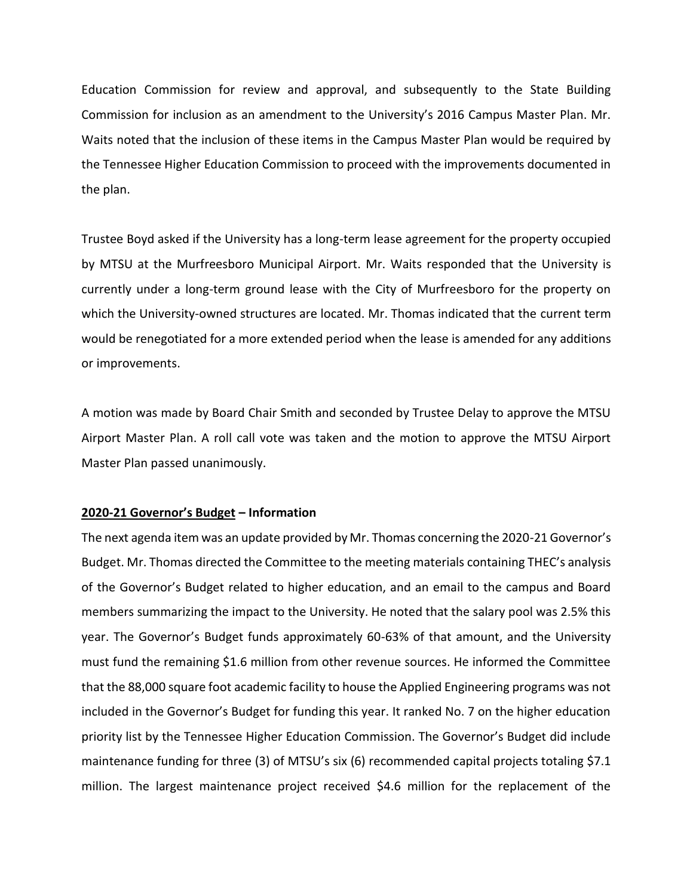Education Commission for review and approval, and subsequently to the State Building Commission for inclusion as an amendment to the University's 2016 Campus Master Plan. Mr. Waits noted that the inclusion of these items in the Campus Master Plan would be required by the Tennessee Higher Education Commission to proceed with the improvements documented in the plan.

Trustee Boyd asked if the University has a long-term lease agreement for the property occupied by MTSU at the Murfreesboro Municipal Airport. Mr. Waits responded that the University is currently under a long-term ground lease with the City of Murfreesboro for the property on which the University-owned structures are located. Mr. Thomas indicated that the current term would be renegotiated for a more extended period when the lease is amended for any additions or improvements.

A motion was made by Board Chair Smith and seconded by Trustee Delay to approve the MTSU Airport Master Plan. A roll call vote was taken and the motion to approve the MTSU Airport Master Plan passed unanimously.

**2020-21 Governor's Budget – Information**

The next agenda item was an update provided by Mr. Thomas concerning the 2020-21 Governor's Budget. Mr. Thomas directed the Committee to the meeting materials containing THEC's analysis of the Governor's Budget related to higher education, and an email to the campus and Board members summarizing the impact to the University. He noted that the salary pool was 2.5% this year. The Governor's Budget funds approximately 60-63% of that amount, and the University must fund the remaining $1.6 million from other revenue sources. He informed the Committee that the 88,000 square foot academic facility to house the Applied Engineering programs was not included in the Governor's Budget for funding this year. It ranked No. 7 on the higher education priority list by the Tennessee Higher Education Commission. The Governor's Budget did include maintenance funding for three (3) of MTSU's six (6) recommended capital projects totaling $7.1 million. The largest maintenance project received $4.6 million for the replacement of the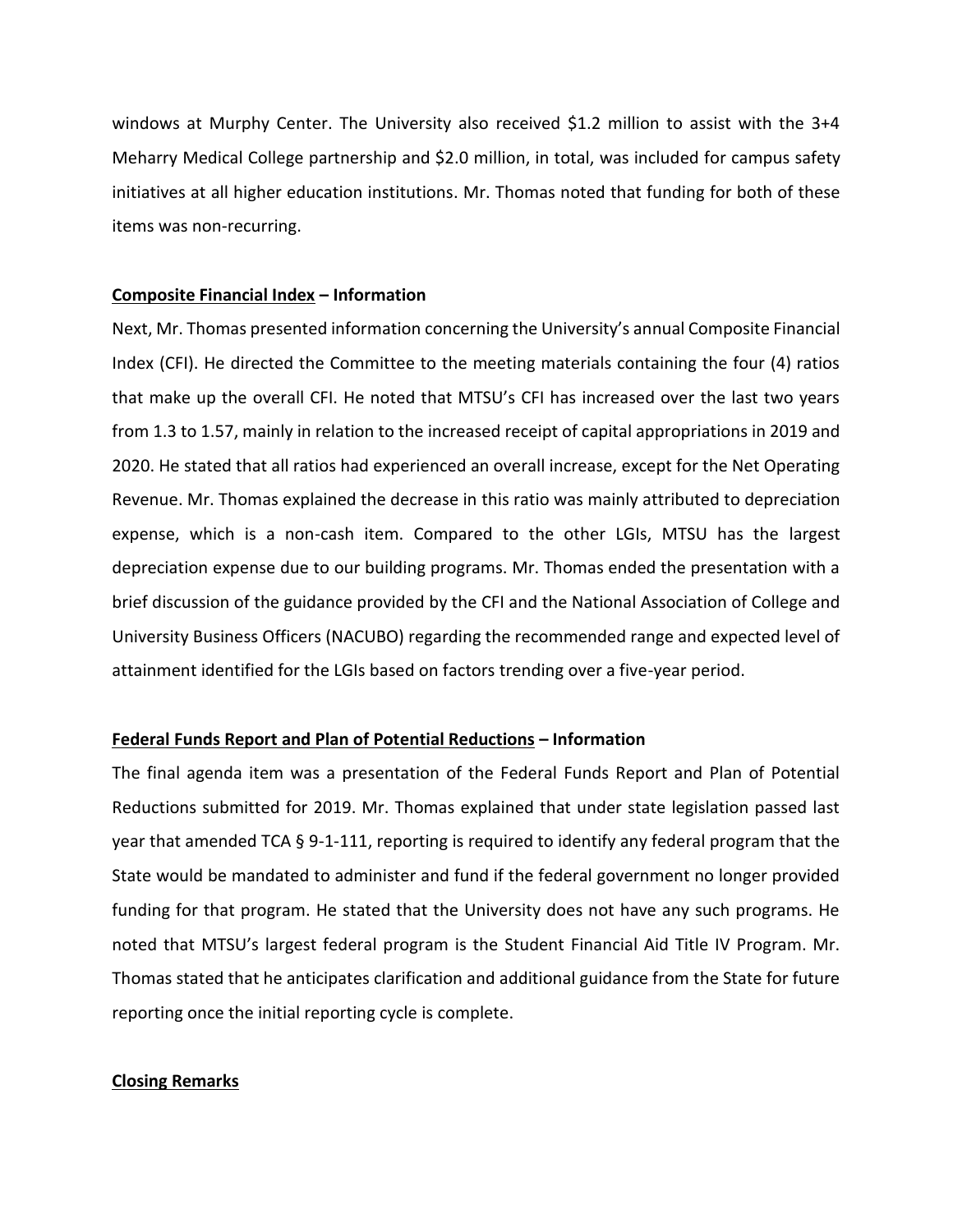windows at Murphy Center. The University also received $1.2 million to assist with the 3+4 Meharry Medical College partnership and $2.0 million, in total, was included for campus safety initiatives at all higher education institutions. Mr. Thomas noted that funding for both of these items was non-recurring.

**<u>Composite Financial Index</u> – Information**

Next, Mr. Thomas presented information concerning the University's annual Composite Financial Index (CFI). He directed the Committee to the meeting materials containing the four (4) ratios that make up the overall CFI. He noted that MTSU's CFI has increased over the last two years from 1.3 to 1.57, mainly in relation to the increased receipt of capital appropriations in 2019 and 2020. He stated that all ratios had experienced an overall increase, except for the Net Operating Revenue. Mr. Thomas explained the decrease in this ratio was mainly attributed to depreciation expense, which is a non-cash item. Compared to the other LGIs, MTSU has the largest depreciation expense due to our building programs. Mr. Thomas ended the presentation with a brief discussion of the guidance provided by the CFI and the National Association of College and University Business Officers (NACUBO) regarding the recommended range and expected level of attainment identified for the LGIs based on factors trending over a five-year period.

**<u>Federal Funds Report and Plan of Potential Reductions</u> – Information**

The final agenda item was a presentation of the Federal Funds Report and Plan of Potential Reductions submitted for 2019. Mr. Thomas explained that under state legislation passed last year that amended TCA § 9-1-111, reporting is required to identify any federal program that the State would be mandated to administer and fund if the federal government no longer provided funding for that program. He stated that the University does not have any such programs. He noted that MTSU's largest federal program is the Student Financial Aid Title IV Program. Mr. Thomas stated that he anticipates clarification and additional guidance from the State for future reporting once the initial reporting cycle is complete.

**<u>Closing Remarks</u>**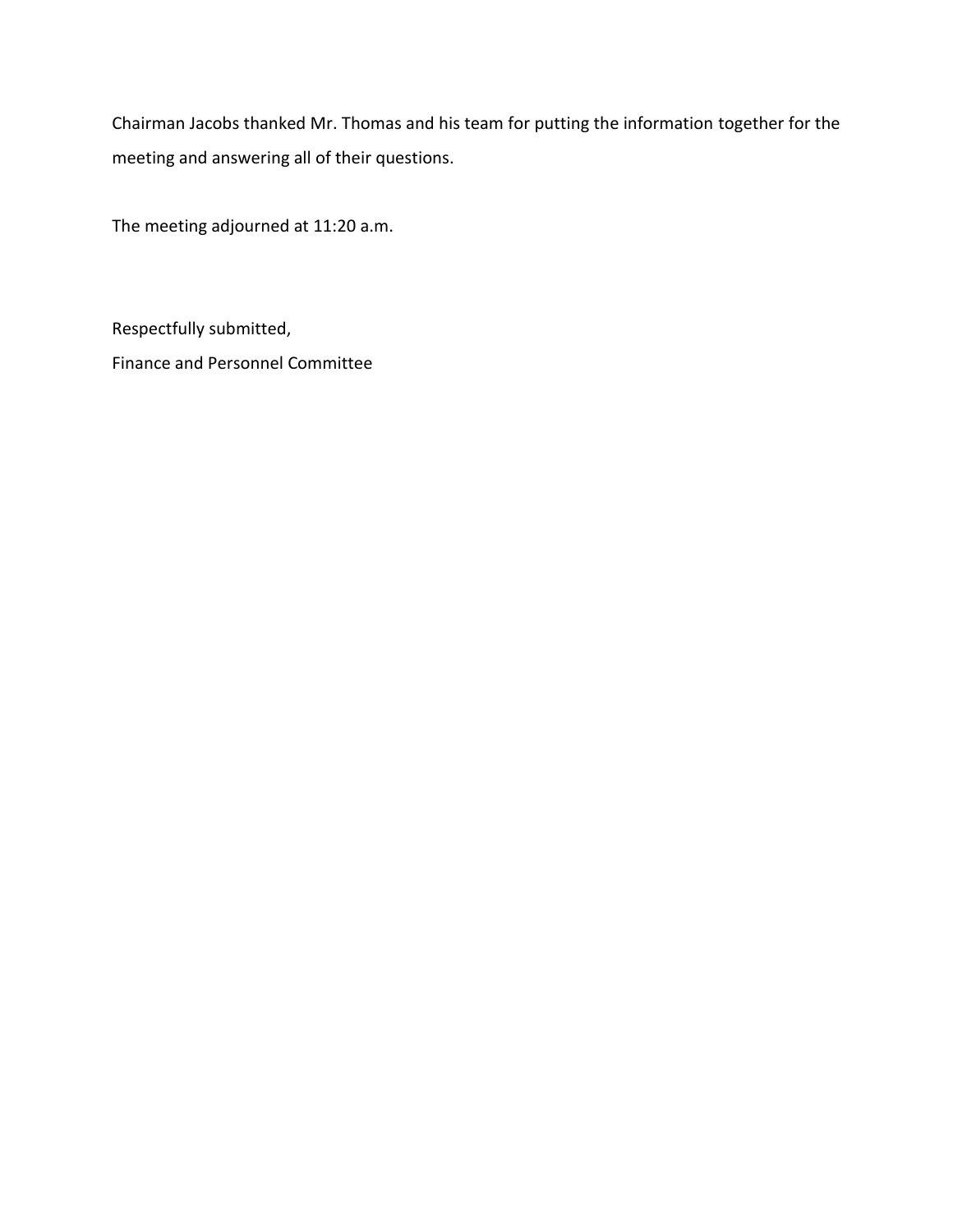Chairman Jacobs thanked Mr. Thomas and his team for putting the information together for the meeting and answering all of their questions.

The meeting adjourned at 11:20 a.m.

Respectfully submitted,
Finance and Personnel Committee